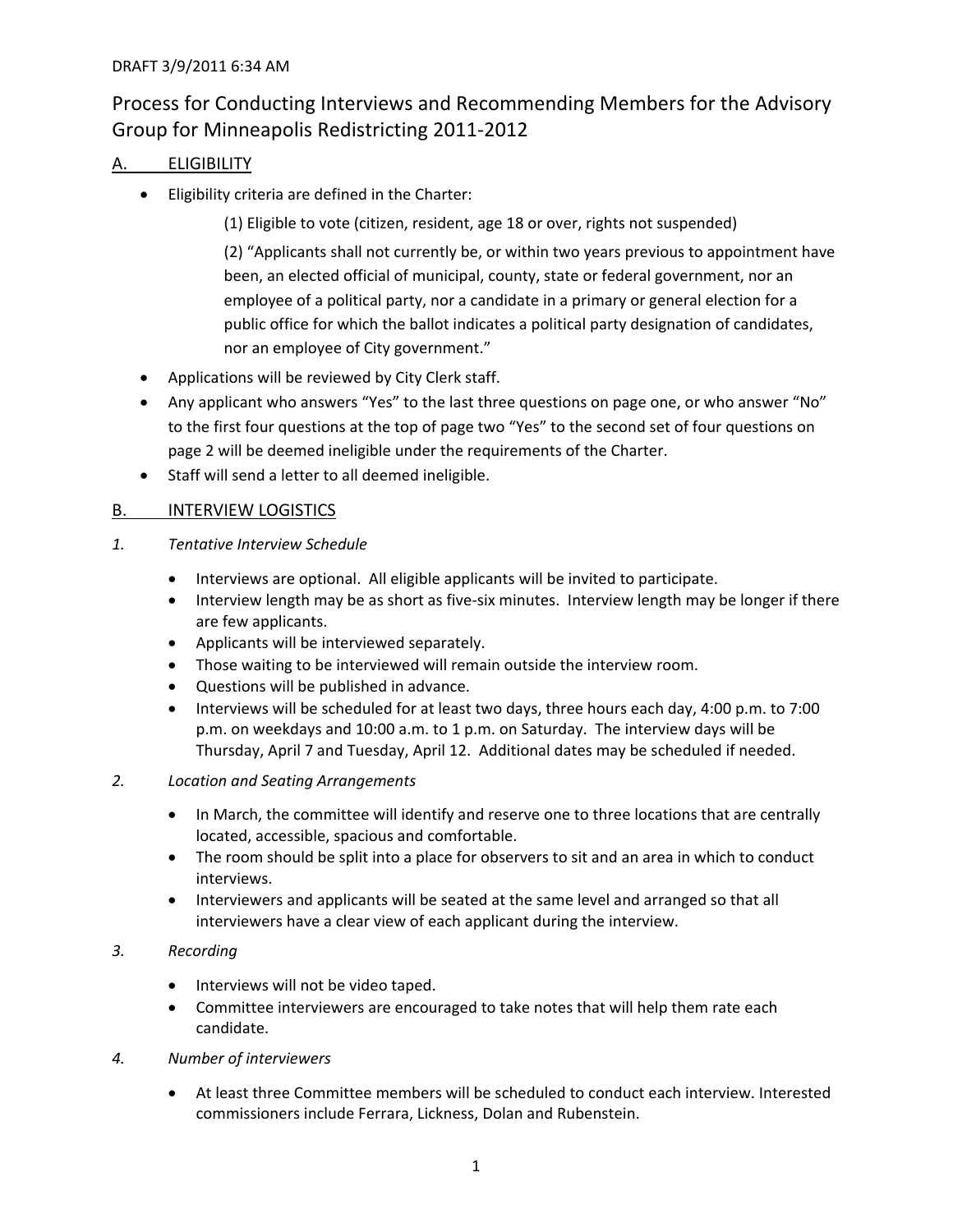DRAFT 3/9/2011 6:34 AM

# Process for Conducting Interviews and Recommending Members for the Advisory Group for Minneapolis Redistricting 2011-2012

## A. ELIGIBILITY

- Eligibility criteria are defined in the Charter:

  (1) Eligible to vote (citizen, resident, age 18 or over, rights not suspended)

  (2) "Applicants shall not currently be, or within two years previous to appointment have been, an elected official of municipal, county, state or federal government, nor an employee of a political party, nor a candidate in a primary or general election for a public office for which the ballot indicates a political party designation of candidates, nor an employee of City government."

- Applications will be reviewed by City Clerk staff.
- Any applicant who answers "Yes" to the last three questions on page one, or who answer "No" to the first four questions at the top of page two "Yes" to the second set of four questions on page 2 will be deemed ineligible under the requirements of the Charter.
- Staff will send a letter to all deemed ineligible.

## B. INTERVIEW LOGISTICS

### *1. Tentative Interview Schedule*

- Interviews are optional. All eligible applicants will be invited to participate.
- Interview length may be as short as five-six minutes. Interview length may be longer if there are few applicants.
- Applicants will be interviewed separately.
- Those waiting to be interviewed will remain outside the interview room.
- Questions will be published in advance.
- Interviews will be scheduled for at least two days, three hours each day, 4:00 p.m. to 7:00 p.m. on weekdays and 10:00 a.m. to 1 p.m. on Saturday. The interview days will be Thursday, April 7 and Tuesday, April 12. Additional dates may be scheduled if needed.

### *2. Location and Seating Arrangements*

- In March, the committee will identify and reserve one to three locations that are centrally located, accessible, spacious and comfortable.
- The room should be split into a place for observers to sit and an area in which to conduct interviews.
- Interviewers and applicants will be seated at the same level and arranged so that all interviewers have a clear view of each applicant during the interview.

### *3. Recording*

- Interviews will not be video taped.
- Committee interviewers are encouraged to take notes that will help them rate each candidate.

### *4. Number of interviewers*

- At least three Committee members will be scheduled to conduct each interview. Interested commissioners include Ferrara, Lickness, Dolan and Rubenstein.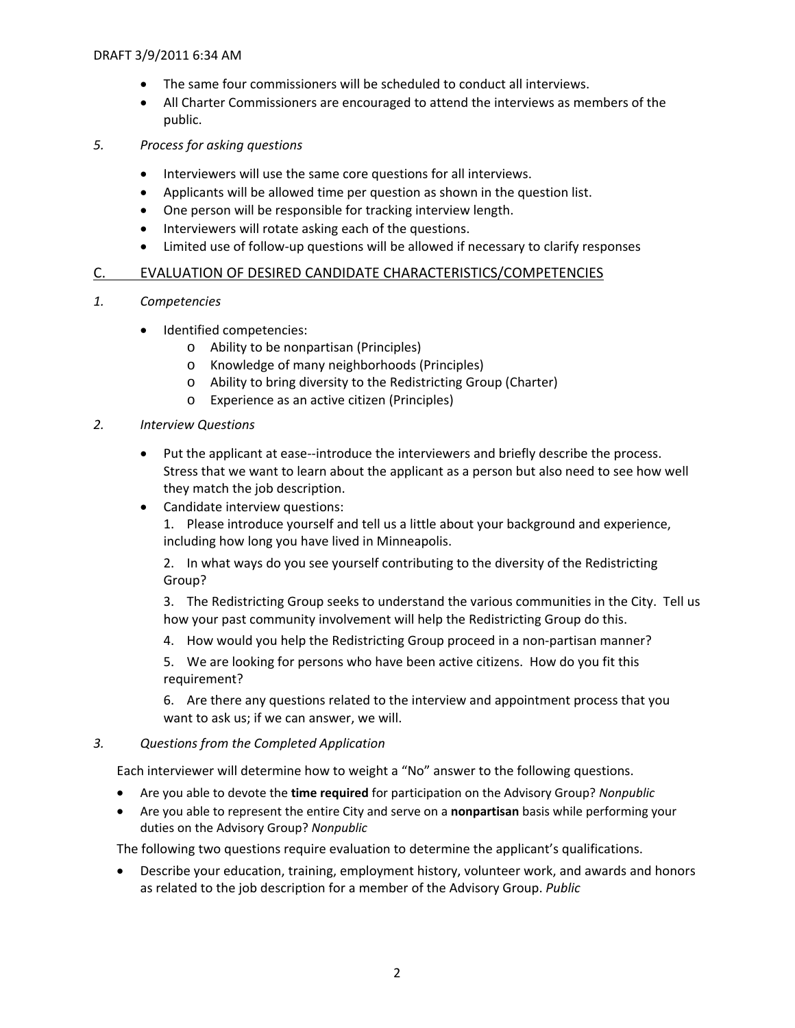- The same four commissioners will be scheduled to conduct all interviews.
- All Charter Commissioners are encouraged to attend the interviews as members of the public.

*5. Process for asking questions*

- Interviewers will use the same core questions for all interviews.
- Applicants will be allowed time per question as shown in the question list.
- One person will be responsible for tracking interview length.
- Interviewers will rotate asking each of the questions.
- Limited use of follow-up questions will be allowed if necessary to clarify responses

## C. EVALUATION OF DESIRED CANDIDATE CHARACTERISTICS/COMPETENCIES

*1. Competencies*

- Identified competencies:
  - Ability to be nonpartisan (Principles)
  - Knowledge of many neighborhoods (Principles)
  - Ability to bring diversity to the Redistricting Group (Charter)
  - Experience as an active citizen (Principles)

*2. Interview Questions*

- Put the applicant at ease--introduce the interviewers and briefly describe the process. Stress that we want to learn about the applicant as a person but also need to see how well they match the job description.
- Candidate interview questions:

  1. Please introduce yourself and tell us a little about your background and experience, including how long you have lived in Minneapolis.

  2. In what ways do you see yourself contributing to the diversity of the Redistricting Group?

  3. The Redistricting Group seeks to understand the various communities in the City. Tell us how your past community involvement will help the Redistricting Group do this.

  4. How would you help the Redistricting Group proceed in a non-partisan manner?

  5. We are looking for persons who have been active citizens. How do you fit this requirement?

  6. Are there any questions related to the interview and appointment process that you want to ask us; if we can answer, we will.

*3. Questions from the Completed Application*

Each interviewer will determine how to weight a "No" answer to the following questions.

- Are you able to devote the **time required** for participation on the Advisory Group? *Nonpublic*
- Are you able to represent the entire City and serve on a **nonpartisan** basis while performing your duties on the Advisory Group? *Nonpublic*

The following two questions require evaluation to determine the applicant's qualifications.

- Describe your education, training, employment history, volunteer work, and awards and honors as related to the job description for a member of the Advisory Group. *Public*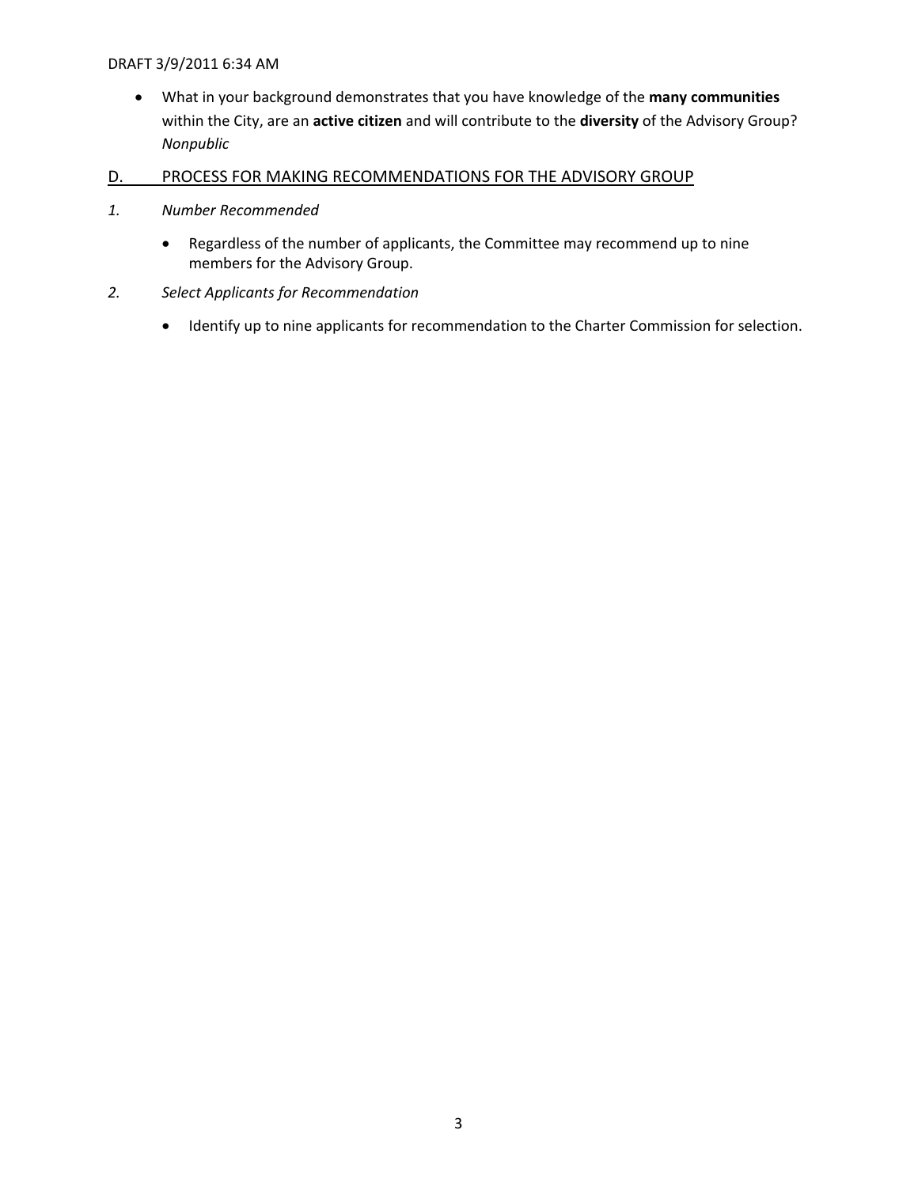- What in your background demonstrates that you have knowledge of the **many communities** within the City, are an **active citizen** and will contribute to the **diversity** of the Advisory Group? *Nonpublic*

## D. PROCESS FOR MAKING RECOMMENDATIONS FOR THE ADVISORY GROUP

*1. Number Recommended*

- Regardless of the number of applicants, the Committee may recommend up to nine members for the Advisory Group.

*2. Select Applicants for Recommendation*

- Identify up to nine applicants for recommendation to the Charter Commission for selection.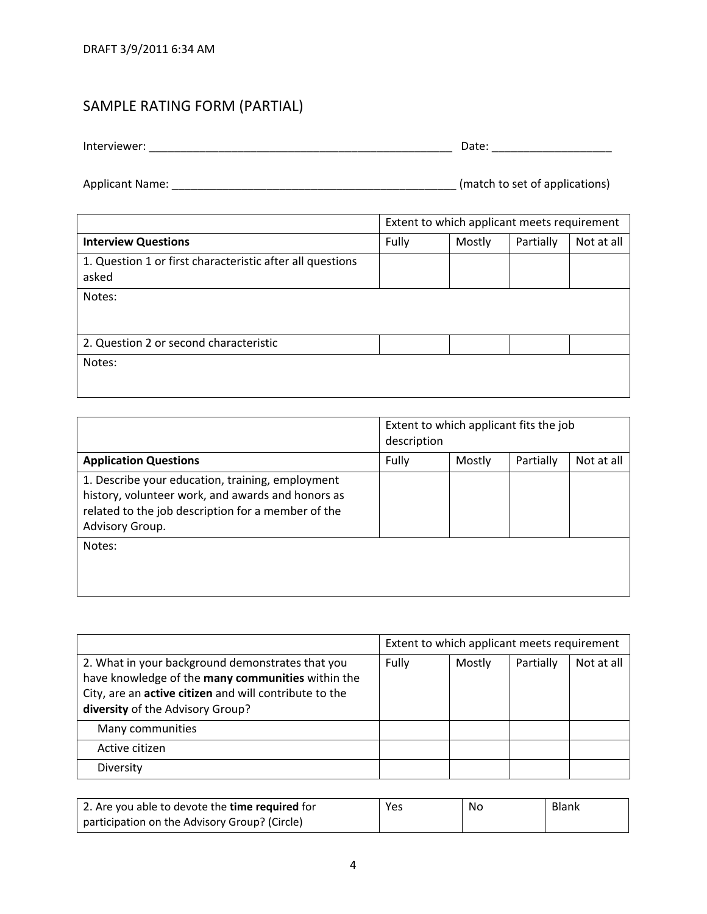DRAFT 3/9/2011 6:34 AM

## SAMPLE RATING FORM (PARTIAL)

Interviewer: ___________________________________________________ Date: ___________________

Applicant Name: _______________________________________________ (match to set of applications)

| | Extent to which applicant meets requirement | | | |
|---|---|---|---|---|
| **Interview Questions** | Fully | Mostly | Partially | Not at all |
| 1. Question 1 or first characteristic after all questions asked | | | | |
| Notes: | | | | |
| 2. Question 2 or second characteristic | | | | |
| Notes: | | | | |

| | Extent to which applicant fits the job description | | | |
|---|---|---|---|---|
| **Application Questions** | Fully | Mostly | Partially | Not at all |
| 1. Describe your education, training, employment history, volunteer work, and awards and honors as related to the job description for a member of the Advisory Group. | | | | |
| Notes: | | | | |

| | Extent to which applicant meets requirement | | | |
|---|---|---|---|---|
| 2. What in your background demonstrates that you have knowledge of the **many communities** within the City, are an **active citizen** and will contribute to the **diversity** of the Advisory Group? | Fully | Mostly | Partially | Not at all |
| Many communities | | | | |
| Active citizen | | | | |
| Diversity | | | | |

| 2. Are you able to devote the **time required** for participation on the Advisory Group? (Circle) | Yes | No | Blank |
|---|---|---|---|